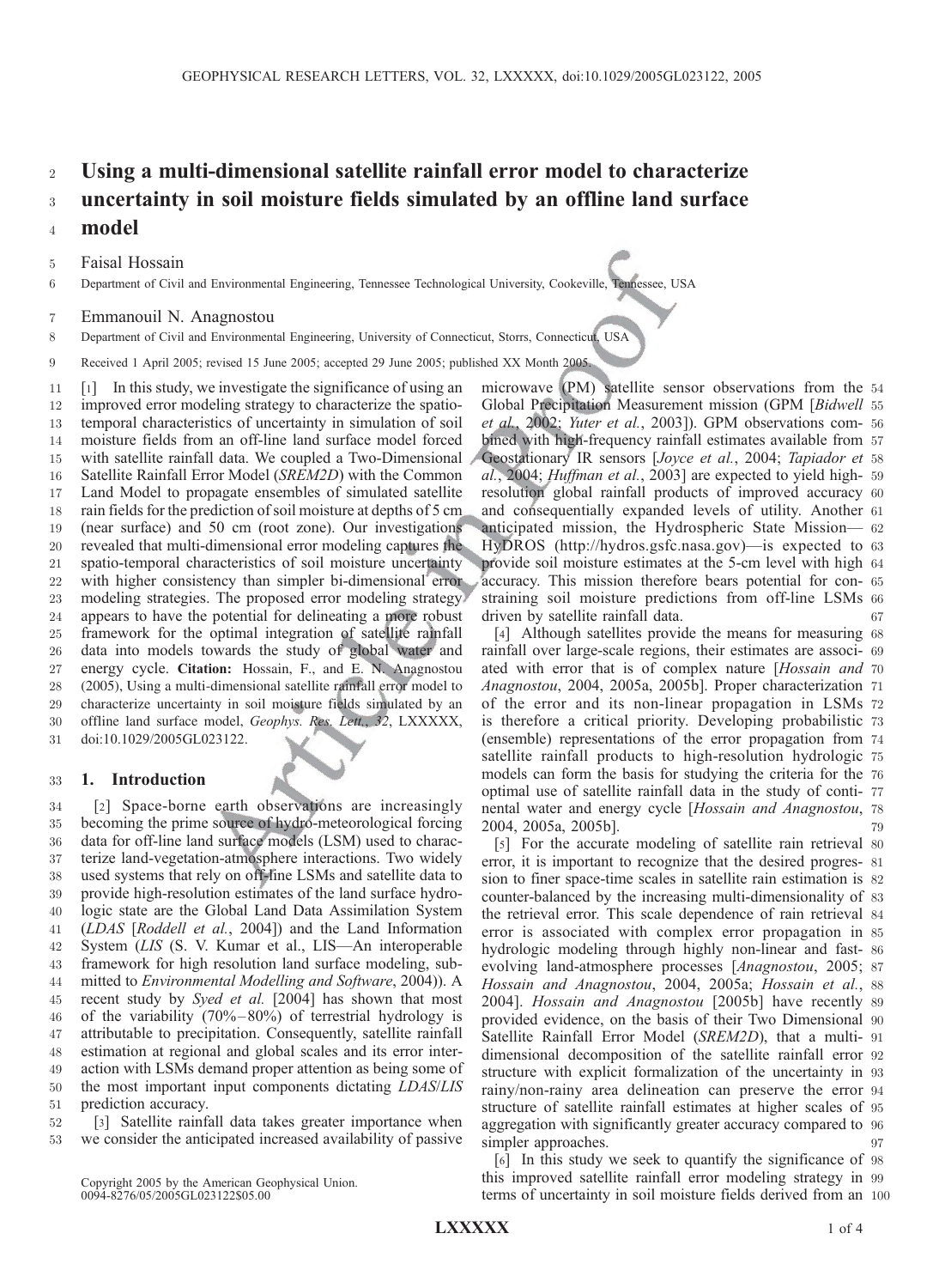# Using a multi-dimensional satellite rainfall error model to characterize uncertainty in soil moisture fields simulated by an offline land surface model

Faisal Hossain

Department of Civil and Environmental Engineering, Tennessee Technological University, Cookeville, Tennessee, USA

Emmanouil N. Anagnostou

Department of Civil and Environmental Engineering, University of Connecticut, Storrs, Connecticut, USA

Received 1 April 2005; revised 15 June 2005; accepted 29 June 2005; published XX Month 2005.

[1] In this study, we investigate the significance of using an improved error modeling strategy to characterize the spatio-temporal characteristics of uncertainty in simulation of soil moisture fields from an off-line land surface model forced with satellite rainfall data. We coupled a Two-Dimensional Satellite Rainfall Error Model (*SREM2D*) with the Common Land Model to propagate ensembles of simulated satellite rain fields for the prediction of soil moisture at depths of 5 cm (near surface) and 50 cm (root zone). Our investigations revealed that multi-dimensional error modeling captures the spatio-temporal characteristics of soil moisture uncertainty with higher consistency than simpler bi-dimensional error modeling strategies. The proposed error modeling strategy appears to have the potential for delineating a more robust framework for the optimal integration of satellite rainfall data into models towards the study of global water and energy cycle. **Citation:** Hossain, F., and E. N. Anagnostou (2005), Using a multi-dimensional satellite rainfall error model to characterize uncertainty in soil moisture fields simulated by an offline land surface model, *Geophys. Res. Lett.*, *32*, LXXXXX, doi:10.1029/2005GL023122.

## 1. Introduction

[2] Space-borne earth observations are increasingly becoming the prime source of hydro-meteorological forcing data for off-line land surface models (LSM) used to characterize land-vegetation-atmosphere interactions. Two widely used systems that rely on off-line LSMs and satellite data to provide high-resolution estimates of the land surface hydrologic state are the Global Land Data Assimilation System (*LDAS* [*Roddell et al.*, 2004]) and the Land Information System (*LIS* (S. V. Kumar et al., LIS—An interoperable framework for high resolution land surface modeling, submitted to *Environmental Modelling and Software*, 2004)). A recent study by *Syed et al.* [2004] has shown that most of the variability (70%–80%) of terrestrial hydrology is attributable to precipitation. Consequently, satellite rainfall estimation at regional and global scales and its error interaction with LSMs demand proper attention as being some of the most important input components dictating *LDAS*/*LIS* prediction accuracy.

[3] Satellite rainfall data takes greater importance when we consider the anticipated increased availability of passive microwave (PM) satellite sensor observations from the Global Precipitation Measurement mission (GPM [*Bidwell et al.*, 2002; *Yuter et al.*, 2003]). GPM observations combined with high-frequency rainfall estimates available from Geostationary IR sensors [*Joyce et al.*, 2004; *Tapiador et al.*, 2004; *Huffman et al.*, 2003] are expected to yield high-resolution global rainfall products of improved accuracy and consequentially expanded levels of utility. Another anticipated mission, the Hydrospheric State Mission—HyDROS (http://hydros.gsfc.nasa.gov)—is expected to provide soil moisture estimates at the 5-cm level with high accuracy. This mission therefore bears potential for constraining soil moisture predictions from off-line LSMs driven by satellite rainfall data.

[4] Although satellites provide the means for measuring rainfall over large-scale regions, their estimates are associated with error that is of complex nature [*Hossain and Anagnostou*, 2004, 2005a, 2005b]. Proper characterization of the error and its non-linear propagation in LSMs is therefore a critical priority. Developing probabilistic (ensemble) representations of the error propagation from satellite rainfall products to high-resolution hydrologic models can form the basis for studying the criteria for the optimal use of satellite rainfall data in the study of continental water and energy cycle [*Hossain and Anagnostou*, 2004, 2005a, 2005b].

[5] For the accurate modeling of satellite rain retrieval error, it is important to recognize that the desired progression to finer space-time scales in satellite rain estimation is counter-balanced by the increasing multi-dimensionality of the retrieval error. This scale dependence of rain retrieval error is associated with complex error propagation in hydrologic modeling through highly non-linear and fast-evolving land-atmosphere processes [*Anagnostou*, 2005; *Hossain and Anagnostou*, 2004, 2005a; *Hossain et al.*, 2004]. *Hossain and Anagnostou* [2005b] have recently provided evidence, on the basis of their Two Dimensional Satellite Rainfall Error Model (*SREM2D*), that a multi-dimensional decomposition of the satellite rainfall error structure with explicit formalization of the uncertainty in rainy/non-rainy area delineation can preserve the error structure of satellite rainfall estimates at higher scales of aggregation with significantly greater accuracy compared to simpler approaches.

[6] In this study we seek to quantify the significance of this improved satellite rainfall error modeling strategy in terms of uncertainty in soil moisture fields derived from an

Copyright 2005 by the American Geophysical Union.
0094-8276/05/2005GL023122$05.00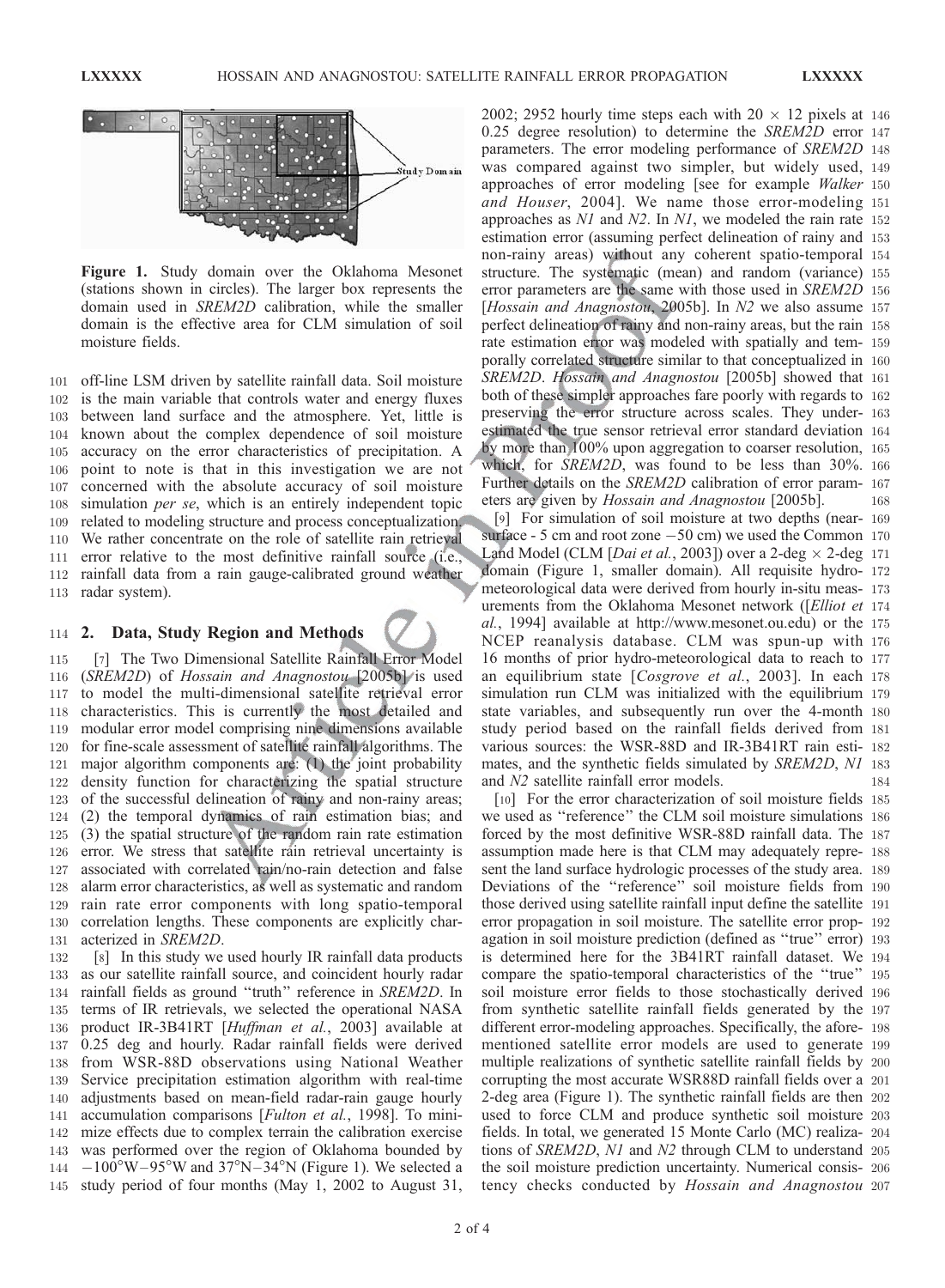**Figure 1.** Study domain over the Oklahoma Mesonet (stations shown in circles). The larger box represents the domain used in *SREM2D* calibration, while the smaller domain is the effective area for CLM simulation of soil moisture fields.

off-line LSM driven by satellite rainfall data. Soil moisture is the main variable that controls water and energy fluxes between land surface and the atmosphere. Yet, little is known about the complex dependence of soil moisture accuracy on the error characteristics of precipitation. A point to note is that in this investigation we are not concerned with the absolute accuracy of soil moisture simulation *per se*, which is an entirely independent topic related to modeling structure and process conceptualization. We rather concentrate on the role of satellite rain retrieval error relative to the most definitive rainfall source (i.e., rainfall data from a rain gauge-calibrated ground weather radar system).

## 2. Data, Study Region and Methods

[7] The Two Dimensional Satellite Rainfall Error Model (*SREM2D*) of *Hossain and Anagnostou* [2005b] is used to model the multi-dimensional satellite retrieval error characteristics. This is currently the most detailed and modular error model comprising nine dimensions available for fine-scale assessment of satellite rainfall algorithms. The major algorithm components are: (1) the joint probability density function for characterizing the spatial structure of the successful delineation of rainy and non-rainy areas; (2) the temporal dynamics of rain estimation bias; and (3) the spatial structure of the random rain rate estimation error. We stress that satellite rain retrieval uncertainty is associated with correlated rain/no-rain detection and false alarm error characteristics, as well as systematic and random rain rate error components with long spatio-temporal correlation lengths. These components are explicitly characterized in *SREM2D*.

[8] In this study we used hourly IR rainfall data products as our satellite rainfall source, and coincident hourly radar rainfall fields as ground "truth" reference in *SREM2D*. In terms of IR retrievals, we selected the operational NASA product IR-3B41RT [*Huffman et al.*, 2003] available at 0.25 deg and hourly. Radar rainfall fields were derived from WSR-88D observations using National Weather Service precipitation estimation algorithm with real-time adjustments based on mean-field radar-rain gauge hourly accumulation comparisons [*Fulton et al.*, 1998]. To minimize effects due to complex terrain the calibration exercise was performed over the region of Oklahoma bounded by −100°W–95°W and 37°N–34°N (Figure 1). We selected a study period of four months (May 1, 2002 to August 31, 2002; 2952 hourly time steps each with $20 \times 12$ pixels at 0.25 degree resolution) to determine the *SREM2D* error parameters. The error modeling performance of *SREM2D* was compared against two simpler, but widely used, approaches of error modeling [see for example *Walker and Houser*, 2004]. We name those error-modeling approaches as *N1* and *N2*. In *N1*, we modeled the rain rate estimation error (assuming perfect delineation of rainy and non-rainy areas) without any coherent spatio-temporal structure. The systematic (mean) and random (variance) error parameters are the same with those used in *SREM2D* [*Hossain and Anagnostou*, 2005b]. In *N2* we also assume perfect delineation of rainy and non-rainy areas, but the rain rate estimation error was modeled with spatially and temporally correlated structure similar to that conceptualized in *SREM2D*. *Hossain and Anagnostou* [2005b] showed that both of these simpler approaches fare poorly with regards to preserving the error structure across scales. They underestimated the true sensor retrieval error standard deviation by more than 100% upon aggregation to coarser resolution, which, for *SREM2D*, was found to be less than 30%. Further details on the *SREM2D* calibration of error parameters are given by *Hossain and Anagnostou* [2005b].

[9] For simulation of soil moisture at two depths (near-surface - 5 cm and root zone −50 cm) we used the Common Land Model (CLM [*Dai et al.*, 2003]) over a 2-deg × 2-deg domain (Figure 1, smaller domain). All requisite hydro-meteorological data were derived from hourly in-situ measurements from the Oklahoma Mesonet network ([*Elliot et al.*, 1994] available at http://www.mesonet.ou.edu) or the NCEP reanalysis database. CLM was spun-up with 16 months of prior hydro-meteorological data to reach to an equilibrium state [*Cosgrove et al.*, 2003]. In each simulation run CLM was initialized with the equilibrium state variables, and subsequently run over the 4-month study period based on the rainfall fields derived from various sources: the WSR-88D and IR-3B41RT rain estimates, and the synthetic fields simulated by *SREM2D*, *N1* and *N2* satellite rainfall error models.

[10] For the error characterization of soil moisture fields we used as "reference" the CLM soil moisture simulations forced by the most definitive WSR-88D rainfall data. The assumption made here is that CLM may adequately represent the land surface hydrologic processes of the study area. Deviations of the "reference" soil moisture fields from those derived using satellite rainfall input define the satellite error propagation in soil moisture. The satellite error propagation in soil moisture prediction (defined as "true" error) is determined here for the 3B41RT rainfall dataset. We compare the spatio-temporal characteristics of the "true" soil moisture error fields to those stochastically derived from synthetic satellite rainfall fields generated by the different error-modeling approaches. Specifically, the aforementioned satellite error models are used to generate multiple realizations of synthetic satellite rainfall fields by corrupting the most accurate WSR88D rainfall fields over a 2-deg area (Figure 1). The synthetic rainfall fields are then used to force CLM and produce synthetic soil moisture fields. In total, we generated 15 Monte Carlo (MC) realizations of *SREM2D*, *N1* and *N2* through CLM to understand the soil moisture prediction uncertainty. Numerical consistency checks conducted by *Hossain and Anagnostou*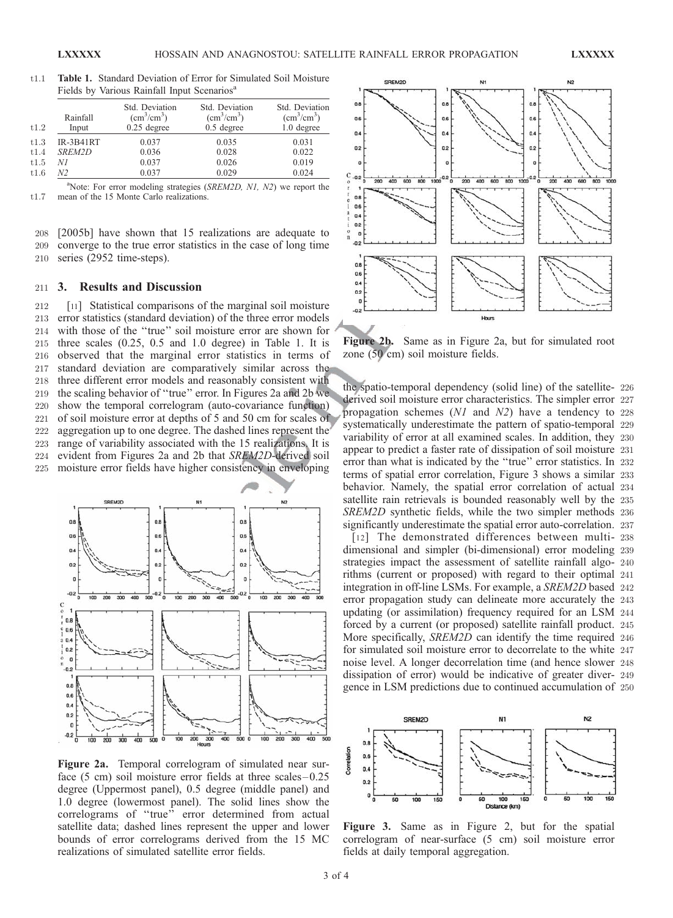**Table 1.** Standard Deviation of Error for Simulated Soil Moisture Fields by Various Rainfall Input Scenarios[a]

| Rainfall Input | Std. Deviation ($cm^3/cm^3$) 0.25 degree | Std. Deviation ($cm^3/cm^3$) 0.5 degree | Std. Deviation ($cm^3/cm^3$) 1.0 degree |
|---|---|---|---|
| IR-3B41RT | 0.037 | 0.035 | 0.031 |
| *SREM2D* | 0.036 | 0.028 | 0.022 |
| *N1* | 0.037 | 0.026 | 0.019 |
| *N2* | 0.037 | 0.029 | 0.024 |

[a]Note: For error modeling strategies (*SREM2D, N1, N2*) we report the mean of the 15 Monte Carlo realizations.

[2005b] have shown that 15 realizations are adequate to converge to the true error statistics in the case of long time series (2952 time-steps).

## 3. Results and Discussion

[11] Statistical comparisons of the marginal soil moisture error statistics (standard deviation) of the three error models with those of the "true" soil moisture error are shown for three scales (0.25, 0.5 and 1.0 degree) in Table 1. It is observed that the marginal error statistics in terms of standard deviation are comparatively similar across the three different error models and reasonably consistent with the scaling behavior of "true" error. In Figures 2a and 2b we show the temporal correlogram (auto-covariance function) of soil moisture error at depths of 5 and 50 cm for scales of aggregation up to one degree. The dashed lines represent the range of variability associated with the 15 realizations. It is evident from Figures 2a and 2b that *SREM2D*-derived soil moisture error fields have higher consistency in enveloping the spatio-temporal dependency (solid line) of the satellite-derived soil moisture error characteristics. The simpler error propagation schemes (*N1* and *N2*) have a tendency to systematically underestimate the pattern of spatio-temporal variability of error at all examined scales. In addition, they appear to predict a faster rate of dissipation of soil moisture error than what is indicated by the "true" error statistics. In terms of spatial error correlation, Figure 3 shows a similar behavior. Namely, the spatial error correlation of actual satellite rain retrievals is bounded reasonably well by the *SREM2D* synthetic fields, while the two simpler methods significantly underestimate the spatial error auto-correlation.

[12] The demonstrated differences between multi-dimensional and simpler (bi-dimensional) error modeling strategies impact the assessment of satellite rainfall algorithms (current or proposed) with regard to their optimal integration in off-line LSMs. For example, a *SREM2D* based error propagation study can delineate more accurately the updating (or assimilation) frequency required for an LSM forced by a current (or proposed) satellite rainfall product. More specifically, *SREM2D* can identify the time required for simulated soil moisture error to decorrelate to the white noise level. A longer decorrelation time (and hence slower dissipation of error) would be indicative of greater divergence in LSM predictions due to continued accumulation of

**Figure 2a.** Temporal correlogram of simulated near surface (5 cm) soil moisture error fields at three scales – 0.25 degree (Uppermost panel), 0.5 degree (middle panel) and 1.0 degree (lowermost panel). The solid lines show the correlograms of "true" error determined from actual satellite data; dashed lines represent the upper and lower bounds of error correlograms derived from the 15 MC realizations of simulated satellite error fields.

**Figure 2b.** Same as in Figure 2a, but for simulated root zone (50 cm) soil moisture fields.

**Figure 3.** Same as in Figure 2, but for the spatial correlogram of near-surface (5 cm) soil moisture error fields at daily temporal aggregation.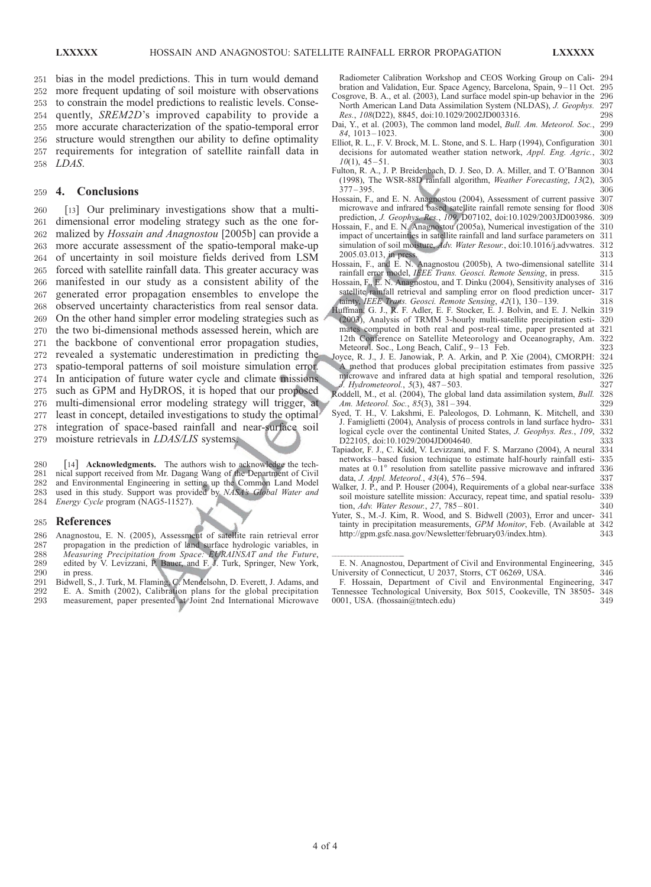bias in the model predictions. This in turn would demand more frequent updating of soil moisture with observations to constrain the model predictions to realistic levels. Consequently, *SREM2D*'s improved capability to provide a more accurate characterization of the spatio-temporal error structure would strengthen our ability to define optimality requirements for integration of satellite rainfall data in *LDAS*.

## 4. Conclusions

[13] Our preliminary investigations show that a multi-dimensional error modeling strategy such as the one formalized by *Hossain and Anagnostou* [2005b] can provide a more accurate assessment of the spatio-temporal make-up of uncertainty in soil moisture fields derived from LSM forced with satellite rainfall data. This greater accuracy was manifested in our study as a consistent ability of the generated error propagation ensembles to envelope the observed uncertainty characteristics from real sensor data. On the other hand simpler error modeling strategies such as the two bi-dimensional methods assessed herein, which are the backbone of conventional error propagation studies, revealed a systematic underestimation in predicting the spatio-temporal patterns of soil moisture simulation error. In anticipation of future water cycle and climate missions such as GPM and HyDROS, it is hoped that our proposed multi-dimensional error modeling strategy will trigger, at least in concept, detailed investigations to study the optimal integration of space-based rainfall and near-surface soil moisture retrievals in *LDAS/LIS* systems.

[14] **Acknowledgments.** The authors wish to acknowledge the technical support received from Mr. Dagang Wang of the Department of Civil and Environmental Engineering in setting up the Common Land Model used in this study. Support was provided by *NASA's Global Water and Energy Cycle* program (NAG5-11527).

## References

Anagnostou, E. N. (2005), Assessment of satellite rain retrieval error propagation in the prediction of land surface hydrologic variables, in *Measuring Precipitation from Space: EURAINSAT and the Future*, edited by V. Levizzani, P. Bauer, and F. J. Turk, Springer, New York, in press.

Bidwell, S., J. Turk, M. Flaming, C. Mendelsohn, D. Everett, J. Adams, and E. A. Smith (2002), Calibration plans for the global precipitation measurement, paper presented at Joint 2nd International Microwave Radiometer Calibration Workshop and CEOS Working Group on Calibration and Validation, Eur. Space Agency, Barcelona, Spain, 9–11 Oct.

Cosgrove, B. A., et al. (2003), Land surface model spin-up behavior in the North American Land Data Assimilation System (NLDAS), *J. Geophys. Res.*, *108*(D22), 8845, doi:10.1029/2002JD003316.

Dai, Y., et al. (2003), The common land model, *Bull. Am. Meteorol. Soc.*, *84*, 1013–1023.

Elliot, R. L., F. V. Brock, M. L. Stone, and S. L. Harp (1994), Configuration decisions for automated weather station network, *Appl. Eng. Agric.*, *10*(1), 45–51.

Fulton, R. A., J. P. Breidenbach, D. J. Seo, D. A. Miller, and T. O'Bannon (1998), The WSR-88D rainfall algorithm, *Weather Forecasting*, *13*(2), 377–395.

Hossain, F., and E. N. Anagnostou (2004), Assessment of current passive microwave and infrared based satellite rainfall remote sensing for flood prediction, *J. Geophys. Res.*, *109*, D07102, doi:10.1029/2003JD003986.

Hossain, F., and E. N. Anagnostou (2005a), Numerical investigation of the impact of uncertainties in satellite rainfall and land surface parameters on simulation of soil moisture, *Adv. Water Resour.*, doi:10.1016/j.advwatres.2005.03.013, in press.

Hossain, F., and E. N. Anagnostou (2005b), A two-dimensional satellite rainfall error model, *IEEE Trans. Geosci. Remote Sensing*, in press.

Hossain, F., E. N. Anagnostou, and T. Dinku (2004), Sensitivity analyses of satellite rainfall retrieval and sampling error on flood prediction uncertainty, *IEEE Trans. Geosci. Remote Sensing*, *42*(1), 130–139.

Huffman, G. J., R. F. Adler, E. F. Stocker, E. J. Bolvin, and E. J. Nelkin (2003), Analysis of TRMM 3-hourly multi-satellite precipitation estimates computed in both real and post-real time, paper presented at 12th Conference on Satellite Meteorology and Oceanography, Am. Meteorol. Soc., Long Beach, Calif., 9–13 Feb.

Joyce, R. J., J. E. Janowiak, P. A. Arkin, and P. Xie (2004), CMORPH: A method that produces global precipitation estimates from passive microwave and infrared data at high spatial and temporal resolution, *J. Hydrometeorol.*, *5*(3), 487–503.

Roddell, M., et al. (2004), The global land data assimilation system, *Bull. Am. Meteorol. Soc.*, *85*(3), 381–394.

Syed, T. H., V. Lakshmi, E. Paleologos, D. Lohmann, K. Mitchell, and J. Famigliietti (2004), Analysis of process controls in land surface hydrological cycle over the continental United States, *J. Geophys. Res.*, *109*, D22105, doi:10.1029/2004JD004640.

Tapiador, F. J., C. Kidd, V. Levizzani, and F. S. Marzano (2004), A neural networks–based fusion technique to estimate half-hourly rainfall estimates at 0.1° resolution from satellite passive microwave and infrared data, *J. Appl. Meteorol.*, *43*(4), 576–594.

Walker, J. P., and P. Houser (2004), Requirements of a global near-surface soil moisture satellite mission: Accuracy, repeat time, and spatial resolution, *Adv. Water Resour.*, *27*, 785–801.

Yuter, S., M.-J. Kim, R. Wood, and S. Bidwell (2003), Error and uncertainty in precipitation measurements, *GPM Monitor*, Feb. (Available at http://gpm.gsfc.nasa.gov/Newsletter/february03/index.htm).

---

E. N. Anagnostou, Department of Civil and Environmental Engineering, University of Connecticut, U 2037, Storrs, CT 06269, USA.

F. Hossain, Department of Civil and Environmental Engineering, Tennessee Technological University, Box 5015, Cookeville, TN 38505-0001, USA. (fhossain@tntech.edu)